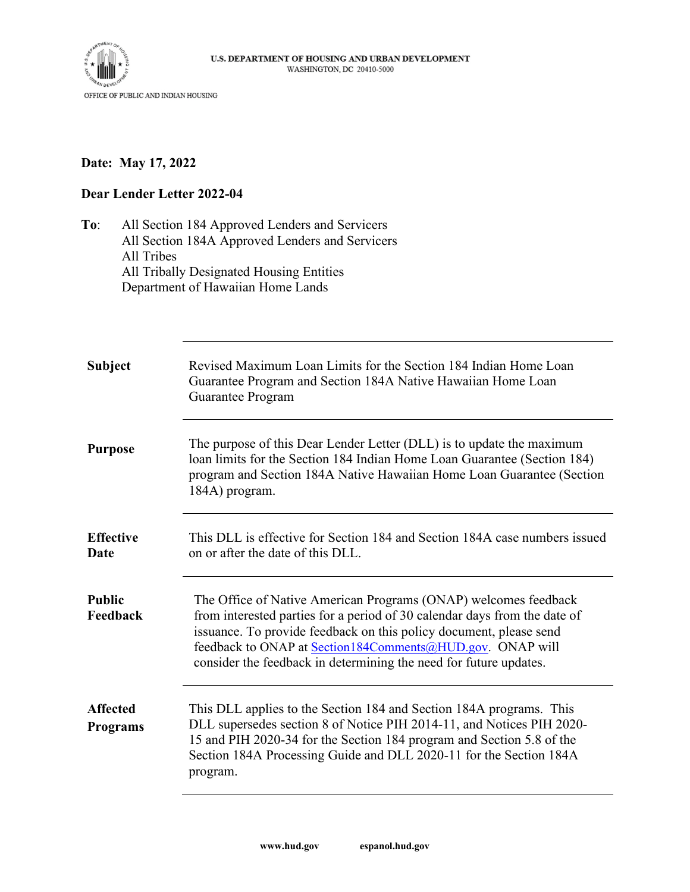U.S. DEPARTMENT OF HOUSING AND URBAN DEVELOPMENT
WASHINGTON, DC 20410-5000

OFFICE OF PUBLIC AND INDIAN HOUSING

**Date: May 17, 2022**

**Dear Lender Letter 2022-04**

**To**: All Section 184 Approved Lenders and Servicers
All Section 184A Approved Lenders and Servicers
All Tribes
All Tribally Designated Housing Entities
Department of Hawaiian Home Lands

| | |
|---|---|
| **Subject** | Revised Maximum Loan Limits for the Section 184 Indian Home Loan Guarantee Program and Section 184A Native Hawaiian Home Loan Guarantee Program |
| **Purpose** | The purpose of this Dear Lender Letter (DLL) is to update the maximum loan limits for the Section 184 Indian Home Loan Guarantee (Section 184) program and Section 184A Native Hawaiian Home Loan Guarantee (Section 184A) program. |
| **Effective Date** | This DLL is effective for Section 184 and Section 184A case numbers issued on or after the date of this DLL. |
| **Public Feedback** | The Office of Native American Programs (ONAP) welcomes feedback from interested parties for a period of 30 calendar days from the date of issuance. To provide feedback on this policy document, please send feedback to ONAP at Section184Comments@HUD.gov. ONAP will consider the feedback in determining the need for future updates. |
| **Affected Programs** | This DLL applies to the Section 184 and Section 184A programs. This DLL supersedes section 8 of Notice PIH 2014-11, and Notices PIH 2020-15 and PIH 2020-34 for the Section 184 program and Section 5.8 of the Section 184A Processing Guide and DLL 2020-11 for the Section 184A program. |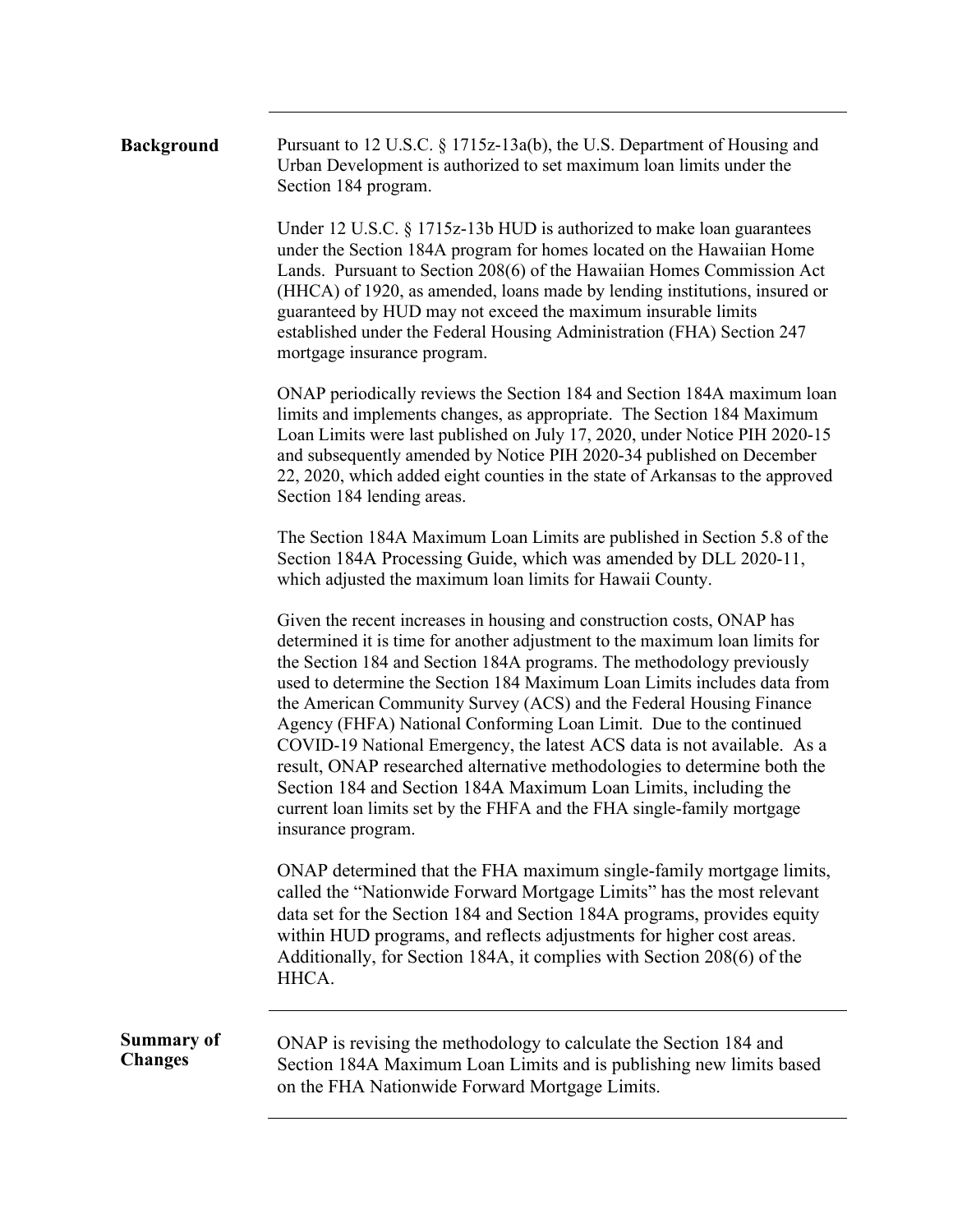## Background

Pursuant to 12 U.S.C. § 1715z-13a(b), the U.S. Department of Housing and Urban Development is authorized to set maximum loan limits under the Section 184 program.

Under 12 U.S.C. § 1715z-13b HUD is authorized to make loan guarantees under the Section 184A program for homes located on the Hawaiian Home Lands. Pursuant to Section 208(6) of the Hawaiian Homes Commission Act (HHCA) of 1920, as amended, loans made by lending institutions, insured or guaranteed by HUD may not exceed the maximum insurable limits established under the Federal Housing Administration (FHA) Section 247 mortgage insurance program.

ONAP periodically reviews the Section 184 and Section 184A maximum loan limits and implements changes, as appropriate. The Section 184 Maximum Loan Limits were last published on July 17, 2020, under Notice PIH 2020-15 and subsequently amended by Notice PIH 2020-34 published on December 22, 2020, which added eight counties in the state of Arkansas to the approved Section 184 lending areas.

The Section 184A Maximum Loan Limits are published in Section 5.8 of the Section 184A Processing Guide, which was amended by DLL 2020-11, which adjusted the maximum loan limits for Hawaii County.

Given the recent increases in housing and construction costs, ONAP has determined it is time for another adjustment to the maximum loan limits for the Section 184 and Section 184A programs. The methodology previously used to determine the Section 184 Maximum Loan Limits includes data from the American Community Survey (ACS) and the Federal Housing Finance Agency (FHFA) National Conforming Loan Limit. Due to the continued COVID-19 National Emergency, the latest ACS data is not available. As a result, ONAP researched alternative methodologies to determine both the Section 184 and Section 184A Maximum Loan Limits, including the current loan limits set by the FHFA and the FHA single-family mortgage insurance program.

ONAP determined that the FHA maximum single-family mortgage limits, called the "Nationwide Forward Mortgage Limits" has the most relevant data set for the Section 184 and Section 184A programs, provides equity within HUD programs, and reflects adjustments for higher cost areas. Additionally, for Section 184A, it complies with Section 208(6) of the HHCA.

## Summary of Changes

ONAP is revising the methodology to calculate the Section 184 and Section 184A Maximum Loan Limits and is publishing new limits based on the FHA Nationwide Forward Mortgage Limits.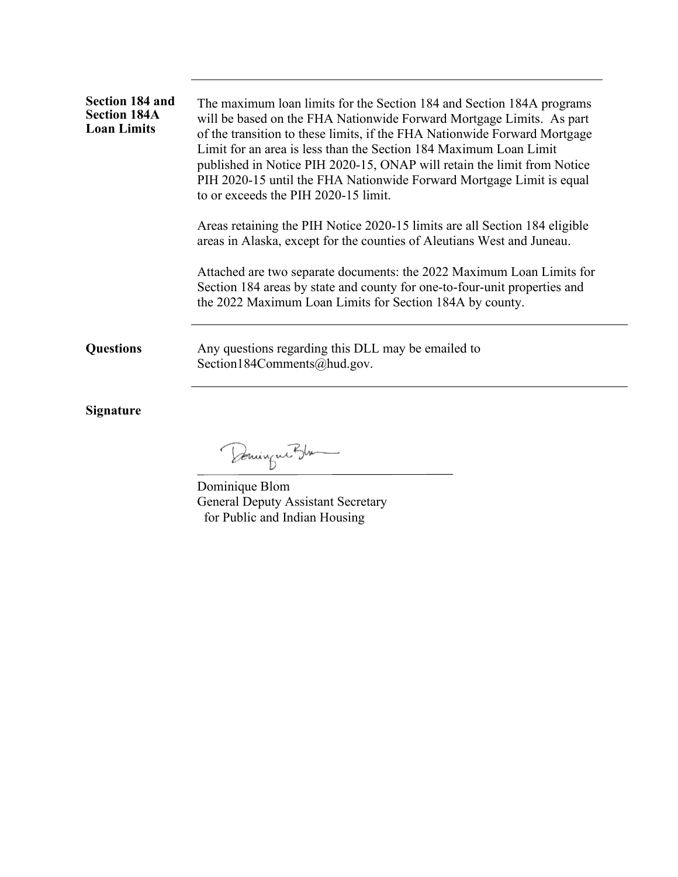**Section 184 and Section 184A Loan Limits**

The maximum loan limits for the Section 184 and Section 184A programs will be based on the FHA Nationwide Forward Mortgage Limits. As part of the transition to these limits, if the FHA Nationwide Forward Mortgage Limit for an area is less than the Section 184 Maximum Loan Limit published in Notice PIH 2020-15, ONAP will retain the limit from Notice PIH 2020-15 until the FHA Nationwide Forward Mortgage Limit is equal to or exceeds the PIH 2020-15 limit.

Areas retaining the PIH Notice 2020-15 limits are all Section 184 eligible areas in Alaska, except for the counties of Aleutians West and Juneau.

Attached are two separate documents: the 2022 Maximum Loan Limits for Section 184 areas by state and county for one-to-four-unit properties and the 2022 Maximum Loan Limits for Section 184A by county.

---

**Questions**

Any questions regarding this DLL may be emailed to Section184Comments@hud.gov.

---

**Signature**

Dominique Blom
General Deputy Assistant Secretary
for Public and Indian Housing